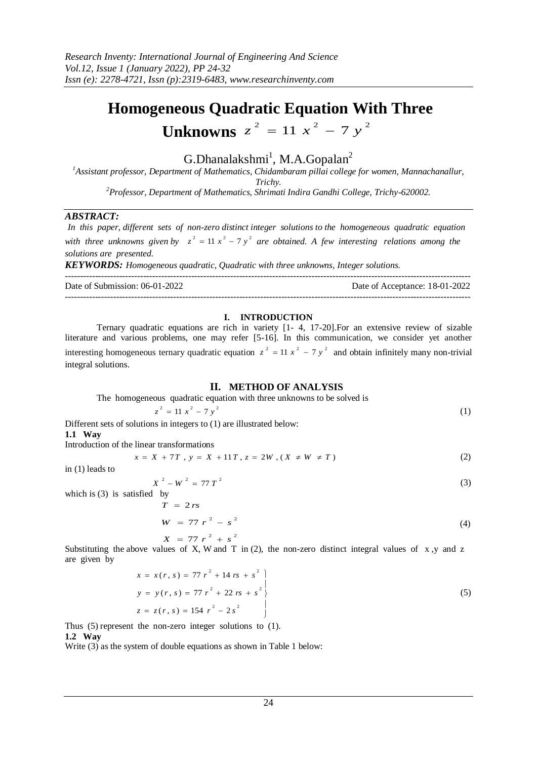# Homogeneous Quadratic Equation With Three Unknowns $z^2 = 11x^2 - 7y^2$

G.Dhanalakshmi[1], M.A.Gopalan[2]

[1]Assistant professor, Department of Mathematics, Chidambaram pillai college for women, Mannachanallur, Trichy.

[2]Professor, Department of Mathematics, Shrimati Indira Gandhi College, Trichy-620002.

***ABSTRACT:***

*In this paper, different sets of non-zero distinct integer solutions to the homogeneous quadratic equation with three unknowns given by $z^2 = 11x^2 - 7y^2$ are obtained. A few interesting relations among the solutions are presented.*

***KEYWORDS:*** *Homogeneous quadratic, Quadratic with three unknowns, Integer solutions.*

---

Date of Submission: 06-01-2022 Date of Acceptance: 18-01-2022

---

## I. INTRODUCTION

Ternary quadratic equations are rich in variety [1- 4, 17-20].For an extensive review of sizable literature and various problems, one may refer [5-16]. In this communication, we consider yet another interesting homogeneous ternary quadratic equation $z^2 = 11x^2 - 7y^2$ and obtain infinitely many non-trivial integral solutions.

## II. METHOD OF ANALYSIS

The homogeneous quadratic equation with three unknowns to be solved is

$$z^2 = 11x^2 - 7y^2 \tag{1}$$

Different sets of solutions in integers to (1) are illustrated below:

**1.1 Way**

Introduction of the linear transformations

$$x = X + 7T,\ y = X + 11T,\ z = 2W,\ (X \neq W \neq T) \tag{2}$$

in (1) leads to

$$X^2 - W^2 = 77T^2 \tag{3}$$

which is (3) is satisfied by

$$\begin{aligned} T &= 2rs \\ W &= 77r^2 - s^2 \\ X &= 77r^2 + s^2 \end{aligned} \tag{4}$$

Substituting the above values of X, W and T in (2), the non-zero distinct integral values of x ,y and z are given by

$$\left.\begin{aligned} x &= x(r,s) = 77r^2 + 14rs + s^2 \\ y &= y(r,s) = 77r^2 + 22rs + s^2 \\ z &= z(r,s) = 154r^2 - 2s^2 \end{aligned}\right\} \tag{5}$$

Thus (5) represent the non-zero integer solutions to (1).

**1.2 Way**

Write (3) as the system of double equations as shown in Table 1 below: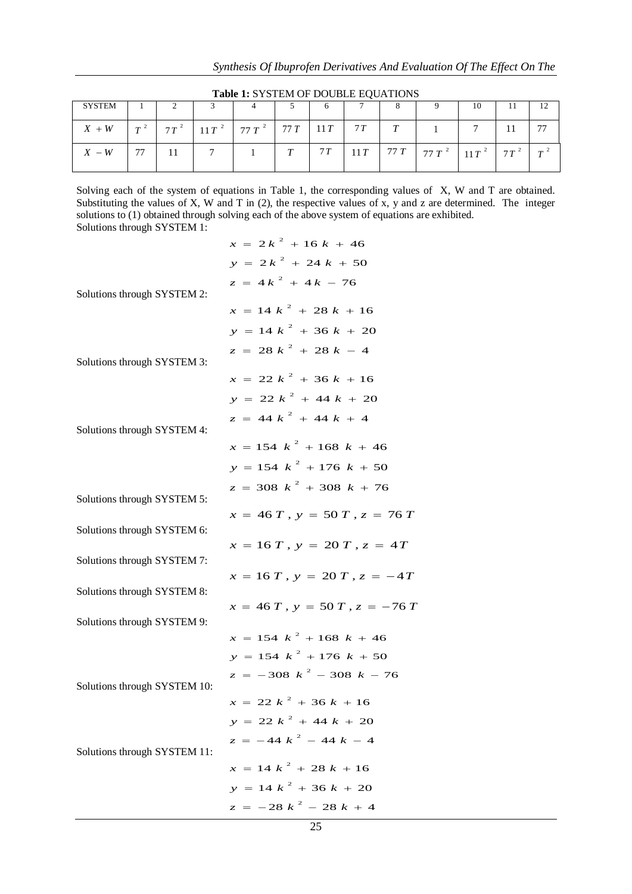**Table 1:** SYSTEM OF DOUBLE EQUATIONS

| SYSTEM | 1 | 2 | 3 | 4 | 5 | 6 | 7 | 8 | 9 | 10 | 11 | 12 |
|---|---|---|---|---|---|---|---|---|---|---|---|---|
| $X+W$ | $T^2$ | $7T^2$ | $11T^2$ | $77T^2$ | $77T$ | $11T$ | $7T$ | $T$ | 1 | 7 | 11 | 77 |
| $X-W$ | 77 | 11 | 7 | 1 | $T$ | $7T$ | $11T$ | $77T$ | $77T^2$ | $11T^2$ | $7T^2$ | $T^2$ |

Solving each of the system of equations in Table 1, the corresponding values of X, W and T are obtained. Substituting the values of X, W and T in (2), the respective values of x, y and z are determined. The integer solutions to (1) obtained through solving each of the above system of equations are exhibited.

Solutions through SYSTEM 1:

$$x = 2k^2 + 16k + 46$$
$$y = 2k^2 + 24k + 50$$
$$z = 4k^2 + 4k - 76$$

Solutions through SYSTEM 2:

$$x = 14k^2 + 28k + 16$$
$$y = 14k^2 + 36k + 20$$
$$z = 28k^2 + 28k - 4$$

Solutions through SYSTEM 3:

$$x = 22k^2 + 36k + 16$$
$$y = 22k^2 + 44k + 20$$
$$z = 44k^2 + 44k + 4$$

Solutions through SYSTEM 4:

$$x = 154k^2 + 168k + 46$$
$$y = 154k^2 + 176k + 50$$
$$z = 308k^2 + 308k + 76$$

Solutions through SYSTEM 5:

$$x = 46T, y = 50T, z = 76T$$

Solutions through SYSTEM 6:

$$x = 16T, y = 20T, z = 4T$$

Solutions through SYSTEM 7:

$$x = 16T, y = 20T, z = -4T$$

Solutions through SYSTEM 8:

$$x = 46T, y = 50T, z = -76T$$

Solutions through SYSTEM 9:

$$x = 154k^2 + 168k + 46$$
$$y = 154k^2 + 176k + 50$$
$$z = -308k^2 - 308k - 76$$

Solutions through SYSTEM 10:

$$x = 22k^2 + 36k + 16$$
$$y = 22k^2 + 44k + 20$$
$$z = -44k^2 - 44k - 4$$

Solutions through SYSTEM 11:

$$x = 14k^2 + 28k + 16$$
$$y = 14k^2 + 36k + 20$$
$$z = -28k^2 - 28k + 4$$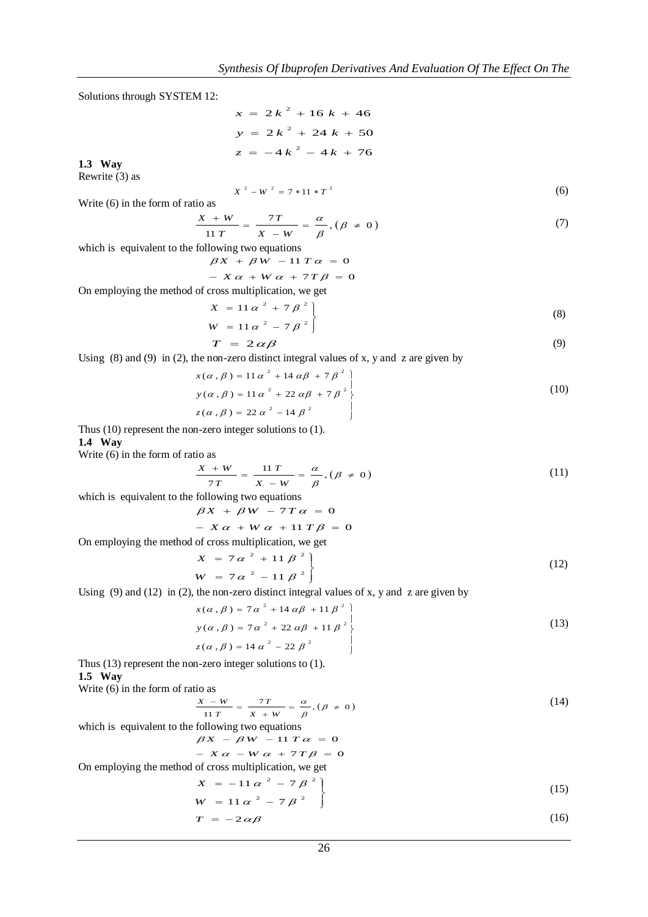Solutions through SYSTEM 12:

$$x = 2k^2 + 16k + 46$$
$$y = 2k^2 + 24k + 50$$
$$z = -4k^2 - 4k + 76$$

### 1.3 Way

Rewrite (3) as

$$X^2 - W^2 = 7 * 11 * T^2 \tag{6}$$

Write (6) in the form of ratio as

$$\frac{X + W}{11T} = \frac{7T}{X - W} = \frac{\alpha}{\beta}, (\beta \neq 0) \tag{7}$$

which is equivalent to the following two equations

$$\beta X + \beta W - 11T\alpha = 0$$
$$-X\alpha + W\alpha + 7T\beta = 0$$

On employing the method of cross multiplication, we get

$$\left.\begin{aligned} X &= 11\alpha^2 + 7\beta^2 \\ W &= 11\alpha^2 - 7\beta^2 \end{aligned}\right\} \tag{8}$$

$$T = 2\alpha\beta \tag{9}$$

Using (8) and (9) in (2), the non-zero distinct integral values of x, y and z are given by

$$\left.\begin{aligned} x(\alpha,\beta) &= 11\alpha^2 + 14\alpha\beta + 7\beta^2 \\ y(\alpha,\beta) &= 11\alpha^2 + 22\alpha\beta + 7\beta^2 \\ z(\alpha,\beta) &= 22\alpha^2 - 14\beta^2 \end{aligned}\right\} \tag{10}$$

Thus (10) represent the non-zero integer solutions to (1).

### 1.4 Way

Write (6) in the form of ratio as

$$\frac{X + W}{7T} = \frac{11T}{X - W} = \frac{\alpha}{\beta}, (\beta \neq 0) \tag{11}$$

which is equivalent to the following two equations

$$\beta X + \beta W - 7T\alpha = 0$$
$$-X\alpha + W\alpha + 11T\beta = 0$$

On employing the method of cross multiplication, we get

$$\left.\begin{aligned} X &= 7\alpha^2 + 11\beta^2 \\ W &= 7\alpha^2 - 11\beta^2 \end{aligned}\right\} \tag{12}$$

Using (9) and (12) in (2), the non-zero distinct integral values of x, y and z are given by

$$\left.\begin{aligned} x(\alpha,\beta) &= 7\alpha^2 + 14\alpha\beta + 11\beta^2 \\ y(\alpha,\beta) &= 7\alpha^2 + 22\alpha\beta + 11\beta^2 \\ z(\alpha,\beta) &= 14\alpha^2 - 22\beta^2 \end{aligned}\right\} \tag{13}$$

Thus (13) represent the non-zero integer solutions to (1).

### 1.5 Way

Write (6) in the form of ratio as

$$\frac{X - W}{11T} = \frac{7T}{X + W} = \frac{\alpha}{\beta}, (\beta \neq 0) \tag{14}$$

which is equivalent to the following two equations

$$\beta X - \beta W - 11T\alpha = 0$$
$$-X\alpha - W\alpha + 7T\beta = 0$$

On employing the method of cross multiplication, we get

$$\left.\begin{aligned} X &= -11\alpha^2 - 7\beta^2 \\ W &= 11\alpha^2 - 7\beta^2 \end{aligned}\right\} \tag{15}$$

$$T = -2\alpha\beta \tag{16}$$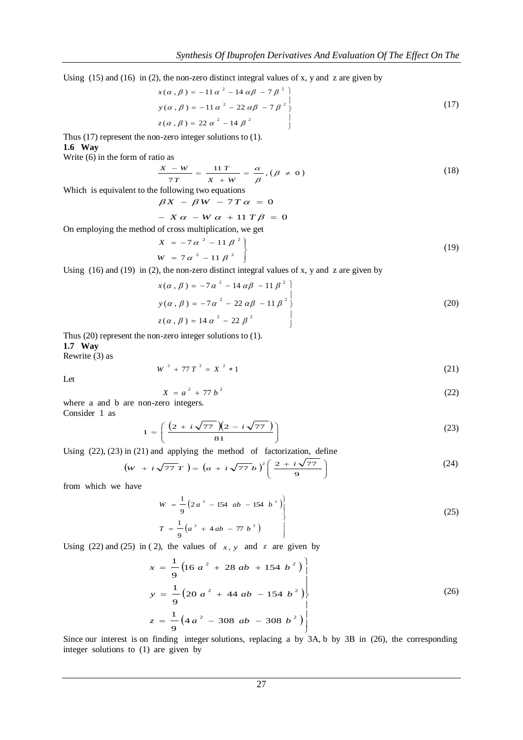Using (15) and (16) in (2), the non-zero distinct integral values of x, y and z are given by

$$\left.\begin{aligned} x(\alpha,\beta) &= -11\alpha^2 - 14\alpha\beta - 7\beta^2 \\ y(\alpha,\beta) &= -11\alpha^2 - 22\alpha\beta - 7\beta^2 \\ z(\alpha,\beta) &= 22\alpha^2 - 14\beta^2 \end{aligned}\right\} \tag{17}$$

Thus (17) represent the non-zero integer solutions to (1).

**1.6 Way**

Write (6) in the form of ratio as

$$\frac{X - W}{7T} = \frac{11T}{X + W} = \frac{\alpha}{\beta}, (\beta \neq 0) \tag{18}$$

Which is equivalent to the following two equations

$$\beta X - \beta W - 7T\alpha = 0$$

$$-X\alpha - W\alpha + 11T\beta = 0$$

On employing the method of cross multiplication, we get

$$\left.\begin{aligned} X &= -7\alpha^2 - 11\beta^2 \\ W &= 7\alpha^2 - 11\beta^2 \end{aligned}\right\} \tag{19}$$

Using (16) and (19) in (2), the non-zero distinct integral values of x, y and z are given by

$$\left.\begin{aligned} x(\alpha,\beta) &= -7\alpha^2 - 14\alpha\beta - 11\beta^2 \\ y(\alpha,\beta) &= -7\alpha^2 - 22\alpha\beta - 11\beta^2 \\ z(\alpha,\beta) &= 14\alpha^2 - 22\beta^2 \end{aligned}\right\} \tag{20}$$

Thus (20) represent the non-zero integer solutions to (1).

**1.7 Way**

Rewrite (3) as

$$W^2 + 77T^2 = X^2 * 1 \tag{21}$$

Let

$$X = a^2 + 77b^2 \tag{22}$$

where a and b are non-zero integers.

Consider 1 as

$$1 = \left( \frac{(2 + i\sqrt{77})(2 - i\sqrt{77})}{81} \right) \tag{23}$$

Using (22), (23) in (21) and applying the method of factorization, define

$$(W + i\sqrt{77}\,T) = (a + i\sqrt{77}\,b)^2 \left( \frac{2 + i\sqrt{77}}{9} \right) \tag{24}$$

from which we have

$$\left.\begin{aligned} W &= \frac{1}{9}\left(2a^2 - 154\,ab - 154\,b^2\right) \\ T &= \frac{1}{9}\left(a^2 + 4ab - 77\,b^2\right) \end{aligned}\right\} \tag{25}$$

Using (22) and (25) in (2), the values of $x, y$ and $z$ are given by

$$\left.\begin{aligned} x &= \frac{1}{9}\left(16\,a^2 + 28\,ab + 154\,b^2\right) \\ y &= \frac{1}{9}\left(20\,a^2 + 44\,ab - 154\,b^2\right) \\ z &= \frac{1}{9}\left(4\,a^2 - 308\,ab - 308\,b^2\right) \end{aligned}\right\} \tag{26}$$

Since our interest is on finding integer solutions, replacing a by 3A, b by 3B in (26), the corresponding integer solutions to (1) are given by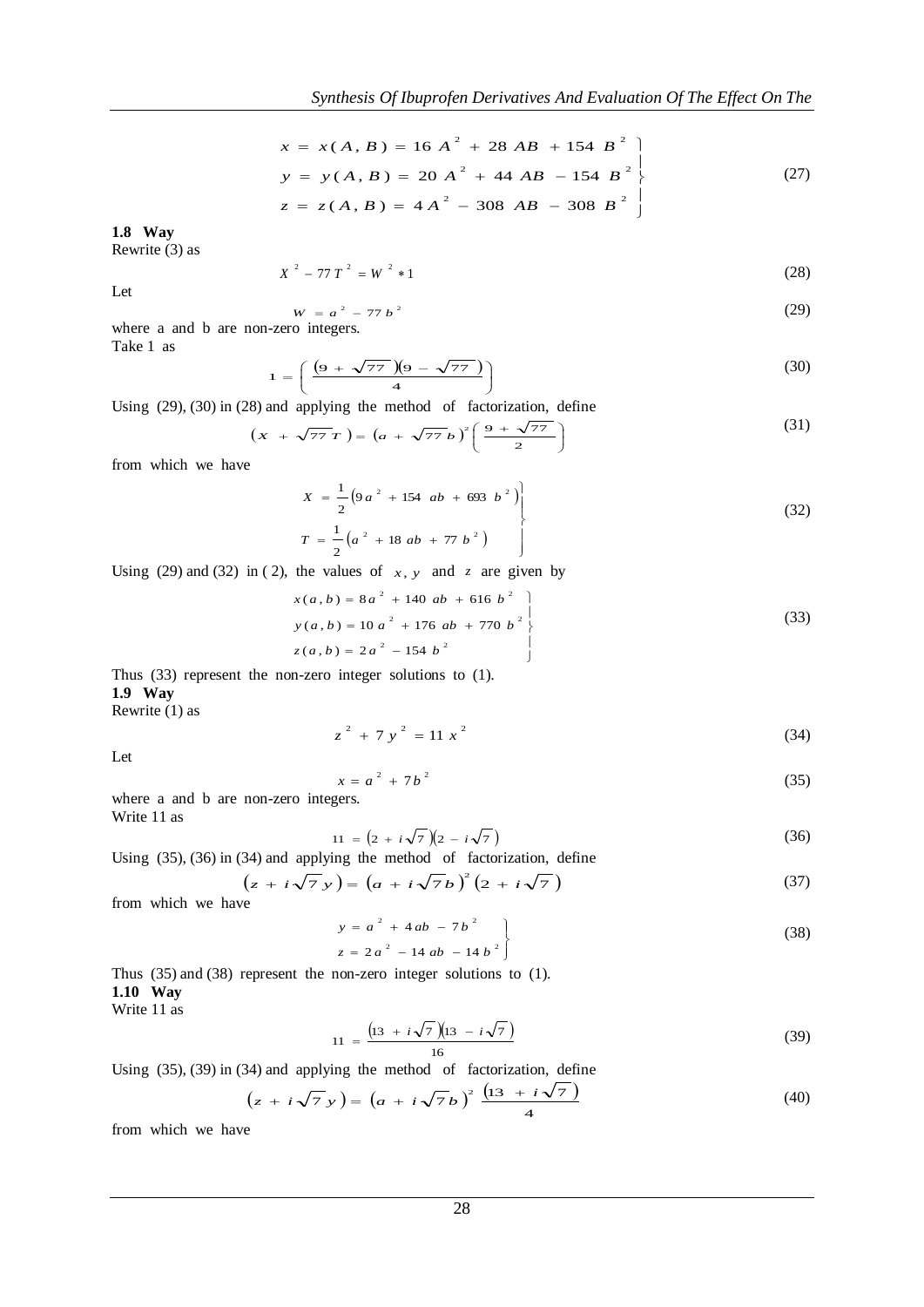$$
\left.\begin{aligned}
x &= x(A,B) = 16A^2 + 28AB + 154B^2 \\
y &= y(A,B) = 20A^2 + 44AB - 154B^2 \\
z &= z(A,B) = 4A^2 - 308AB - 308B^2
\end{aligned}\right\} \tag{27}
$$

**1.8 Way**

Rewrite (3) as

$$
X^2 - 77T^2 = W^2 * 1 \tag{28}
$$

Let

$$
W = a^2 - 77b^2 \tag{29}
$$

where a and b are non-zero integers.

Take 1 as

$$
1 = \left( \frac{(9 + \sqrt{77})(9 - \sqrt{77})}{4} \right) \tag{30}
$$

Using (29), (30) in (28) and applying the method of factorization, define

$$
(X + \sqrt{77}T) = (a + \sqrt{77}b)^2 \left( \frac{9 + \sqrt{77}}{2} \right) \tag{31}
$$

from which we have

$$
\left.\begin{aligned}
X &= \frac{1}{2}\left(9a^2 + 154ab + 693b^2\right) \\
T &= \frac{1}{2}\left(a^2 + 18ab + 77b^2\right)
\end{aligned}\right\} \tag{32}
$$

Using (29) and (32) in ( 2), the values of $x, y$ and $z$ are given by

$$
\left.\begin{aligned}
x(a,b) &= 8a^2 + 140ab + 616b^2 \\
y(a,b) &= 10a^2 + 176ab + 770b^2 \\
z(a,b) &= 2a^2 - 154b^2
\end{aligned}\right\} \tag{33}
$$

Thus (33) represent the non-zero integer solutions to (1).

**1.9 Way**

Rewrite (1) as

$$
z^2 + 7y^2 = 11x^2 \tag{34}
$$

Let

$$
x = a^2 + 7b^2 \tag{35}
$$

where a and b are non-zero integers.

Write 11 as

$$
11 = (2 + i\sqrt{7})(2 - i\sqrt{7}) \tag{36}
$$

Using (35), (36) in (34) and applying the method of factorization, define

$$
(z + i\sqrt{7}y) = (a + i\sqrt{7}b)^2 (2 + i\sqrt{7}) \tag{37}
$$

from which we have

$$
\left.\begin{aligned}
y &= a^2 + 4ab - 7b^2 \\
z &= 2a^2 - 14ab - 14b^2
\end{aligned}\right\} \tag{38}
$$

Thus (35) and (38) represent the non-zero integer solutions to (1).

**1.10 Way**

Write 11 as

$$
11 = \frac{(13 + i\sqrt{7})(13 - i\sqrt{7})}{16} \tag{39}
$$

Using (35), (39) in (34) and applying the method of factorization, define

$$
(z + i\sqrt{7}y) = (a + i\sqrt{7}b)^2 \frac{(13 + i\sqrt{7})}{4} \tag{40}
$$

from which we have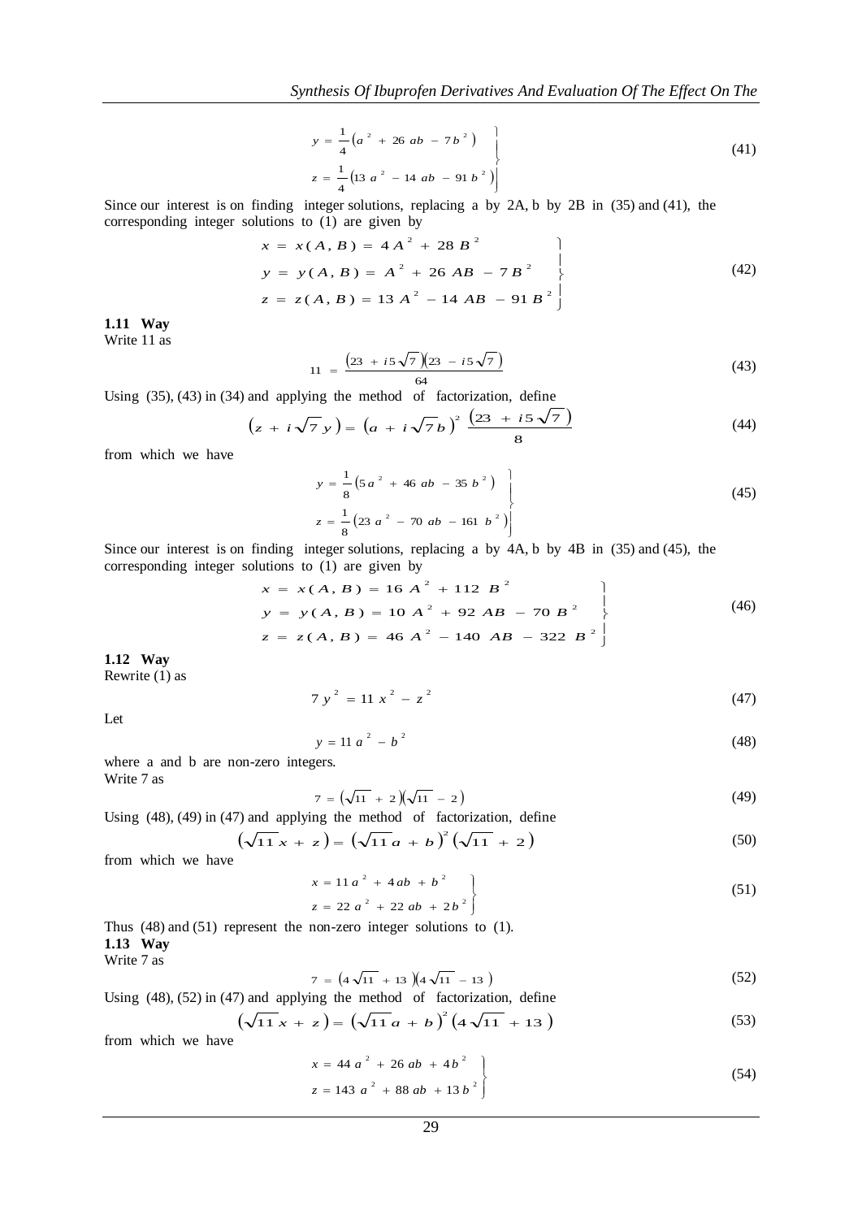$$y = \frac{1}{4}\left(a^2 + 26\,ab - 7b^2\right)$$
$$z = \frac{1}{4}\left(13\,a^2 - 14\,ab - 91\,b^2\right) \tag{41}$$

Since our interest is on finding integer solutions, replacing a by 2A, b by 2B in (35) and (41), the corresponding integer solutions to (1) are given by

$$\left.\begin{aligned} x &= x(A,B) = 4A^2 + 28\,B^2 \\ y &= y(A,B) = A^2 + 26\,AB - 7\,B^2 \\ z &= z(A,B) = 13\,A^2 - 14\,AB - 91\,B^2 \end{aligned}\right\} \tag{42}$$

**1.11 Way**

Write 11 as

$$11 = \frac{\left(23 + i5\sqrt{7}\right)\left(23 - i5\sqrt{7}\right)}{64} \tag{43}$$

Using (35), (43) in (34) and applying the method of factorization, define

$$\left(z + i\sqrt{7}\,y\right) = \left(a + i\sqrt{7}\,b\right)^2 \frac{\left(23 + i5\sqrt{7}\right)}{8} \tag{44}$$

from which we have

$$\left.\begin{aligned} y &= \frac{1}{8}\left(5a^2 + 46\,ab - 35\,b^2\right) \\ z &= \frac{1}{8}\left(23\,a^2 - 70\,ab - 161\,b^2\right) \end{aligned}\right\} \tag{45}$$

Since our interest is on finding integer solutions, replacing a by 4A, b by 4B in (35) and (45), the corresponding integer solutions to (1) are given by

$$\left.\begin{aligned} x &= x(A,B) = 16\,A^2 + 112\,B^2 \\ y &= y(A,B) = 10\,A^2 + 92\,AB - 70\,B^2 \\ z &= z(A,B) = 46\,A^2 - 140\,AB - 322\,B^2 \end{aligned}\right\} \tag{46}$$

**1.12 Way**

Rewrite (1) as

$$7\,y^2 = 11\,x^2 - z^2 \tag{47}$$

Let

$$y = 11\,a^2 - b^2 \tag{48}$$

where a and b are non-zero integers.

Write 7 as

$$7 = \left(\sqrt{11} + 2\right)\left(\sqrt{11} - 2\right) \tag{49}$$

Using (48), (49) in (47) and applying the method of factorization, define

$$\left(\sqrt{11}\,x + z\right) = \left(\sqrt{11}\,a + b\right)^2\left(\sqrt{11} + 2\right) \tag{50}$$

from which we have

$$\left.\begin{aligned} x &= 11\,a^2 + 4ab + b^2 \\ z &= 22\,a^2 + 22\,ab + 2b^2 \end{aligned}\right\} \tag{51}$$

Thus (48) and (51) represent the non-zero integer solutions to (1).

**1.13 Way**

Write 7 as

$$7 = \left(4\sqrt{11} + 13\right)\left(4\sqrt{11} - 13\right) \tag{52}$$

Using (48), (52) in (47) and applying the method of factorization, define

$$\left(\sqrt{11}\,x + z\right) = \left(\sqrt{11}\,a + b\right)^2\left(4\sqrt{11} + 13\right) \tag{53}$$

from which we have

$$\left.\begin{aligned} x &= 44\,a^2 + 26\,ab + 4b^2 \\ z &= 143\,a^2 + 88\,ab + 13\,b^2 \end{aligned}\right\} \tag{54}$$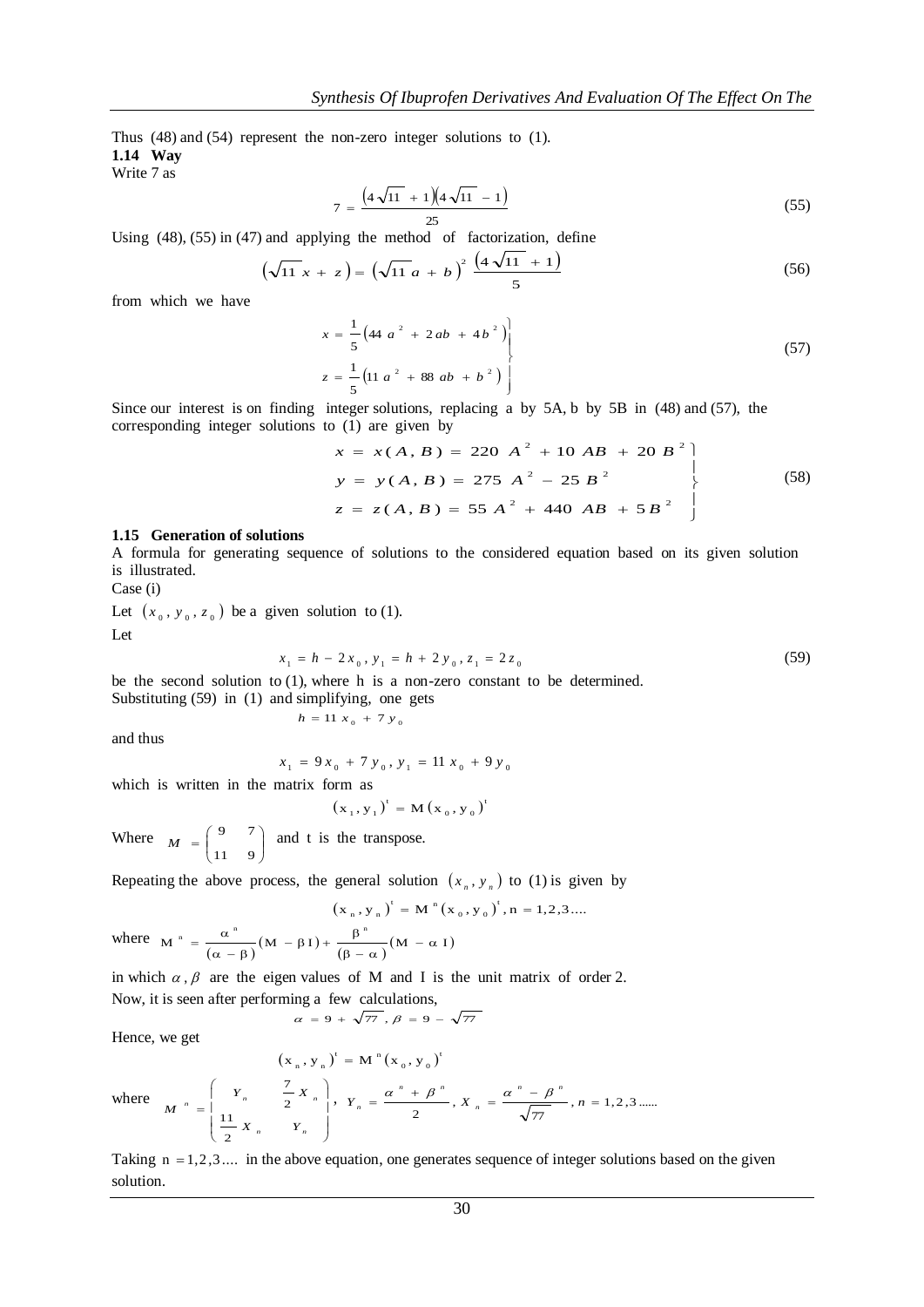Thus (48) and (54) represent the non-zero integer solutions to (1).

**1.14 Way**

Write 7 as

$$7 = \frac{\left(4\sqrt{11} + 1\right)\left(4\sqrt{11} - 1\right)}{25} \tag{55}$$

Using (48), (55) in (47) and applying the method of factorization, define

$$\left(\sqrt{11}\,x + z\right) = \left(\sqrt{11}\,a + b\right)^2 \frac{\left(4\sqrt{11} + 1\right)}{5} \tag{56}$$

from which we have

$$\left.\begin{aligned} x &= \frac{1}{5}\left(44\,a^2 + 2ab + 4b^2\right) \\ z &= \frac{1}{5}\left(11\,a^2 + 88\,ab + b^2\right) \end{aligned}\right\} \tag{57}$$

Since our interest is on finding integer solutions, replacing a by 5A, b by 5B in (48) and (57), the corresponding integer solutions to (1) are given by

$$\left.\begin{aligned} x &= x(A,B) = 220\,A^2 + 10\,AB + 20\,B^2 \\ y &= y(A,B) = 275\,A^2 - 25\,B^2 \\ z &= z(A,B) = 55\,A^2 + 440\,AB + 5B^2 \end{aligned}\right\} \tag{58}$$

**1.15 Generation of solutions**

A formula for generating sequence of solutions to the considered equation based on its given solution is illustrated.

Case (i)

Let $(x_0, y_0, z_0)$ be a given solution to (1).

Let

$$x_1 = h - 2x_0,\ y_1 = h + 2y_0,\ z_1 = 2z_0 \tag{59}$$

be the second solution to (1), where h is a non-zero constant to be determined.

Substituting (59) in (1) and simplifying, one gets

$$h = 11\,x_0 + 7\,y_0$$

and thus

$$x_1 = 9x_0 + 7y_0,\ y_1 = 11x_0 + 9y_0$$

which is written in the matrix form as

$$(x_1, y_1)^t = M(x_0, y_0)^t$$

Where $M = \begin{pmatrix} 9 & 7 \\ 11 & 9 \end{pmatrix}$ and t is the transpose.

Repeating the above process, the general solution $(x_n, y_n)$ to (1) is given by

$$(x_n, y_n)^t = M^n (x_0, y_0)^t,\ n = 1,2,3....$$

where $M^n = \frac{\alpha^n}{(\alpha - \beta)}(M - \beta I) + \frac{\beta^n}{(\beta - \alpha)}(M - \alpha I)$

in which $\alpha, \beta$ are the eigen values of M and I is the unit matrix of order 2.

Now, it is seen after performing a few calculations,

$$\alpha = 9 + \sqrt{77},\ \beta = 9 - \sqrt{77}$$

Hence, we get

$$(x_n, y_n)^t = M^n (x_0, y_0)^t$$

where $M^n = \begin{pmatrix} Y_n & \frac{7}{2}X_n \\ \frac{11}{2}X_n & Y_n \end{pmatrix},\ Y_n = \frac{\alpha^n + \beta^n}{2},\ X_n = \frac{\alpha^n - \beta^n}{\sqrt{77}},\ n = 1,2,3......$

Taking $n = 1,2,3....$ in the above equation, one generates sequence of integer solutions based on the given solution.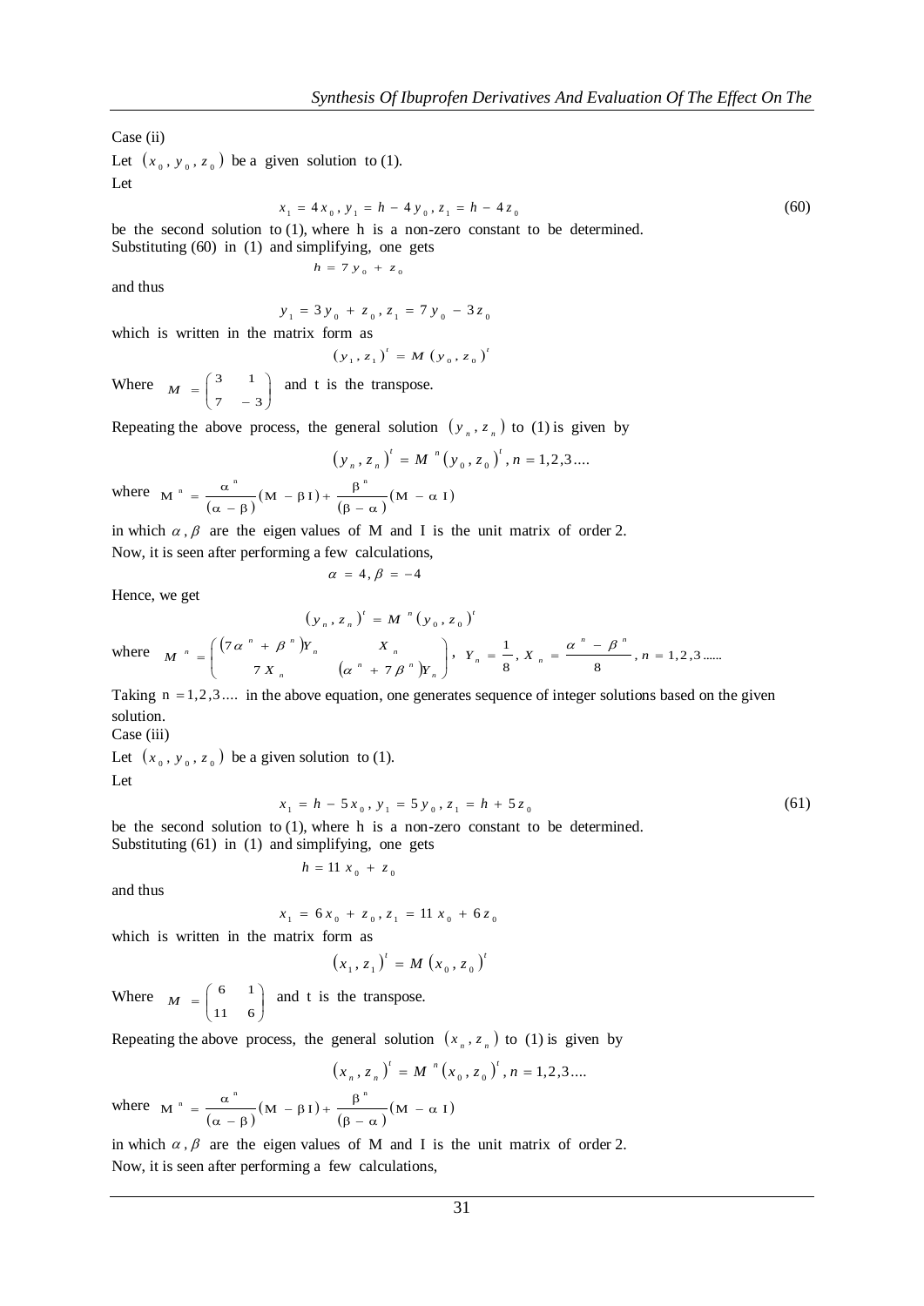Case (ii)

Let $(x_0, y_0, z_0)$ be a given solution to (1).

Let

$$x_1 = 4x_0, y_1 = h - 4y_0, z_1 = h - 4z_0 \tag{60}$$

be the second solution to (1), where h is a non-zero constant to be determined. Substituting (60) in (1) and simplifying, one gets

$$h = 7y_0 + z_0$$

and thus

$$y_1 = 3y_0 + z_0, z_1 = 7y_0 - 3z_0$$

which is written in the matrix form as

$$(y_1, z_1)^t = M(y_0, z_0)^t$$

Where $M = \begin{pmatrix} 3 & 1 \\ 7 & -3 \end{pmatrix}$ and t is the transpose.

Repeating the above process, the general solution $(y_n, z_n)$ to (1) is given by

$$(y_n, z_n)^t = M^n (y_0, z_0)^t, n = 1,2,3....$$

where $M^n = \frac{\alpha^n}{(\alpha - \beta)}(M - \beta I) + \frac{\beta^n}{(\beta - \alpha)}(M - \alpha I)$

in which $\alpha, \beta$ are the eigen values of M and I is the unit matrix of order 2.
Now, it is seen after performing a few calculations,

$$\alpha = 4, \beta = -4$$

Hence, we get

$$(y_n, z_n)^t = M^n (y_0, z_0)^t$$

where $M^n = \begin{pmatrix} (7\alpha^n + \beta^n)Y_n & X_n \\ 7X_n & (\alpha^n + 7\beta^n)Y_n \end{pmatrix}$, $Y_n = \frac{1}{8}, X_n = \frac{\alpha^n - \beta^n}{8}, n = 1,2,3......$

Taking $n = 1,2,3....$ in the above equation, one generates sequence of integer solutions based on the given solution.

Case (iii)

Let $(x_0, y_0, z_0)$ be a given solution to (1).

Let

$$x_1 = h - 5x_0, y_1 = 5y_0, z_1 = h + 5z_0 \tag{61}$$

be the second solution to (1), where h is a non-zero constant to be determined. Substituting (61) in (1) and simplifying, one gets

$$h = 11x_0 + z_0$$

and thus

$$x_1 = 6x_0 + z_0, z_1 = 11x_0 + 6z_0$$

which is written in the matrix form as

$$(x_1, z_1)^t = M(x_0, z_0)^t$$

Where $M = \begin{pmatrix} 6 & 1 \\ 11 & 6 \end{pmatrix}$ and t is the transpose.

Repeating the above process, the general solution $(x_n, z_n)$ to (1) is given by

$$(x_n, z_n)^t = M^n (x_0, z_0)^t, n = 1,2,3....$$

where $M^n = \frac{\alpha^n}{(\alpha - \beta)}(M - \beta I) + \frac{\beta^n}{(\beta - \alpha)}(M - \alpha I)$

in which $\alpha, \beta$ are the eigen values of M and I is the unit matrix of order 2.
Now, it is seen after performing a few calculations,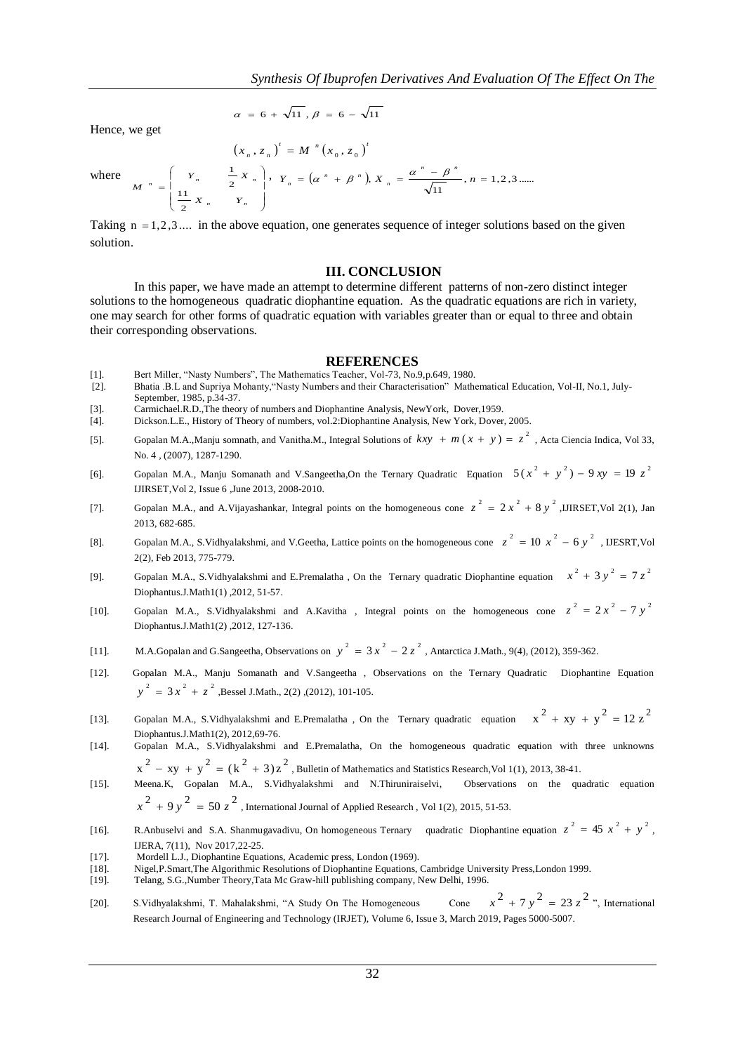$$\alpha = 6 + \sqrt{11}\,, \beta = 6 - \sqrt{11}$$

Hence, we get

$$\left(x_n, z_n\right)^t = M^n \left(x_0, z_0\right)^t$$

where $M^n = \begin{pmatrix} Y_n & \frac{1}{2} X_n \\ \frac{11}{2} X_n & Y_n \end{pmatrix}$, $Y_n = \left(\alpha^n + \beta^n\right)$, $X_n = \dfrac{\alpha^n - \beta^n}{\sqrt{11}}$, $n = 1, 2, 3 \ldots\ldots$

Taking $n = 1, 2, 3 \ldots.$ in the above equation, one generates sequence of integer solutions based on the given solution.

## III. CONCLUSION

In this paper, we have made an attempt to determine different patterns of non-zero distinct integer solutions to the homogeneous quadratic diophantine equation. As the quadratic equations are rich in variety, one may search for other forms of quadratic equation with variables greater than or equal to three and obtain their corresponding observations.

## REFERENCES

[1]. Bert Miller, "Nasty Numbers", The Mathematics Teacher, Vol-73, No.9,p.649, 1980.

[2]. Bhatia .B.L and Supriya Mohanty,"Nasty Numbers and their Characterisation" Mathematical Education, Vol-II, No.1, July-September, 1985, p.34-37.

[3]. Carmichael.R.D.,The theory of numbers and Diophantine Analysis, NewYork, Dover,1959.

[4]. Dickson.L.E., History of Theory of numbers, vol.2:Diophantine Analysis, New York, Dover, 2005.

[5]. Gopalan M.A.,Manju somnath, and Vanitha.M., Integral Solutions of $kxy + m(x + y) = z^2$, Acta Ciencia Indica, Vol 33, No. 4 , (2007), 1287-1290.

[6]. Gopalan M.A., Manju Somanath and V.Sangeetha,On the Ternary Quadratic Equation $5(x^2 + y^2) - 9xy = 19z^2$ IJIRSET,Vol 2, Issue 6 ,June 2013, 2008-2010.

[7]. Gopalan M.A., and A.Vijayashankar, Integral points on the homogeneous cone $z^2 = 2x^2 + 8y^2$,IJIRSET,Vol 2(1), Jan 2013, 682-685.

[8]. Gopalan M.A., S.Vidhyalakshmi, and V.Geetha, Lattice points on the homogeneous cone $z^2 = 10x^2 - 6y^2$ , IJESRT,Vol 2(2), Feb 2013, 775-779.

[9]. Gopalan M.A., S.Vidhyalakshmi and E.Premalatha , On the Ternary quadratic Diophantine equation $x^2 + 3y^2 = 7z^2$ Diophantus.J.Math1(1) ,2012, 51-57.

[10]. Gopalan M.A., S.Vidhyalakshmi and A.Kavitha , Integral points on the homogeneous cone $z^2 = 2x^2 - 7y^2$ Diophantus.J.Math1(2) ,2012, 127-136.

[11]. M.A.Gopalan and G.Sangeetha, Observations on $y^2 = 3x^2 - 2z^2$ , Antarctica J.Math., 9(4), (2012), 359-362.

[12]. Gopalan M.A., Manju Somanath and V.Sangeetha , Observations on the Ternary Quadratic Diophantine Equation $y^2 = 3x^2 + z^2$ ,Bessel J.Math., 2(2) ,(2012), 101-105.

[13]. Gopalan M.A., S.Vidhyalakshmi and E.Premalatha , On the Ternary quadratic equation $x^2 + xy + y^2 = 12z^2$ Diophantus.J.Math1(2), 2012,69-76.

[14]. Gopalan M.A., S.Vidhyalakshmi and E.Premalatha, On the homogeneous quadratic equation with three unknowns $x^2 - xy + y^2 = (k^2 + 3)z^2$ , Bulletin of Mathematics and Statistics Research,Vol 1(1), 2013, 38-41.

[15]. Meena.K, Gopalan M.A., S.Vidhyalakshmi and N.Thiruniraiselvi, Observations on the quadratic equation $x^2 + 9y^2 = 50z^2$ , International Journal of Applied Research , Vol 1(2), 2015, 51-53.

[16]. R.Anbuselvi and S.A. Shanmugavadivu, On homogeneous Ternary quadratic Diophantine equation $z^2 = 45x^2 + y^2$, IJERA, 7(11), Nov 2017,22-25.

[17]. Mordell L.J., Diophantine Equations, Academic press, London (1969).

[18]. Nigel,P.Smart,The Algorithmic Resolutions of Diophantine Equations, Cambridge University Press,London 1999.

[19]. Telang, S.G.,Number Theory,Tata Mc Graw-hill publishing company, New Delhi, 1996.

[20]. S.Vidhyalakshmi, T. Mahalakshmi, "A Study On The Homogeneous Cone $x^2 + 7y^2 = 23z^2$ ", International Research Journal of Engineering and Technology (IRJET), Volume 6, Issue 3, March 2019, Pages 5000-5007.